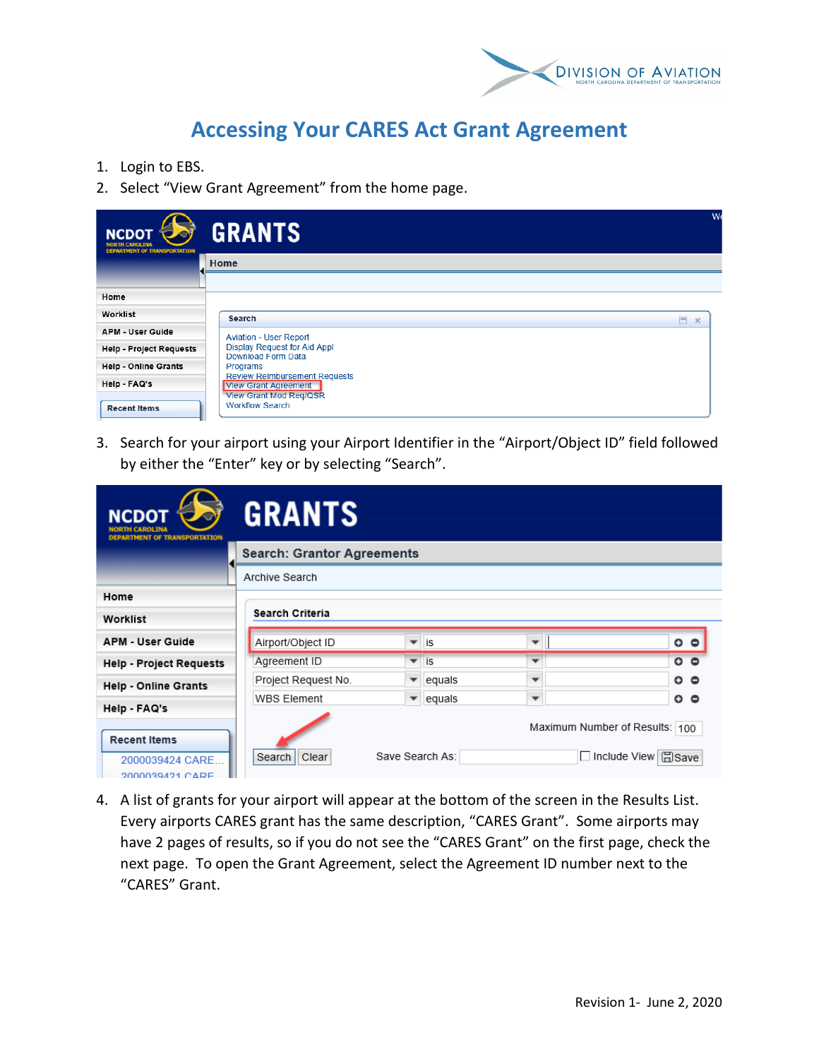# Accessing Your CARES Act Grant Agreement

1. Login to EBS.
2. Select "View Grant Agreement" from the home page.
3. Search for your airport using your Airport Identifier in the "Airport/Object ID" field followed by either the "Enter" key or by selecting "Search".
4. A list of grants for your airport will appear at the bottom of the screen in the Results List. Every airports CARES grant has the same description, "CARES Grant". Some airports may have 2 pages of results, so if you do not see the "CARES Grant" on the first page, check the next page. To open the Grant Agreement, select the Agreement ID number next to the "CARES" Grant.

Revision 1- June 2, 2020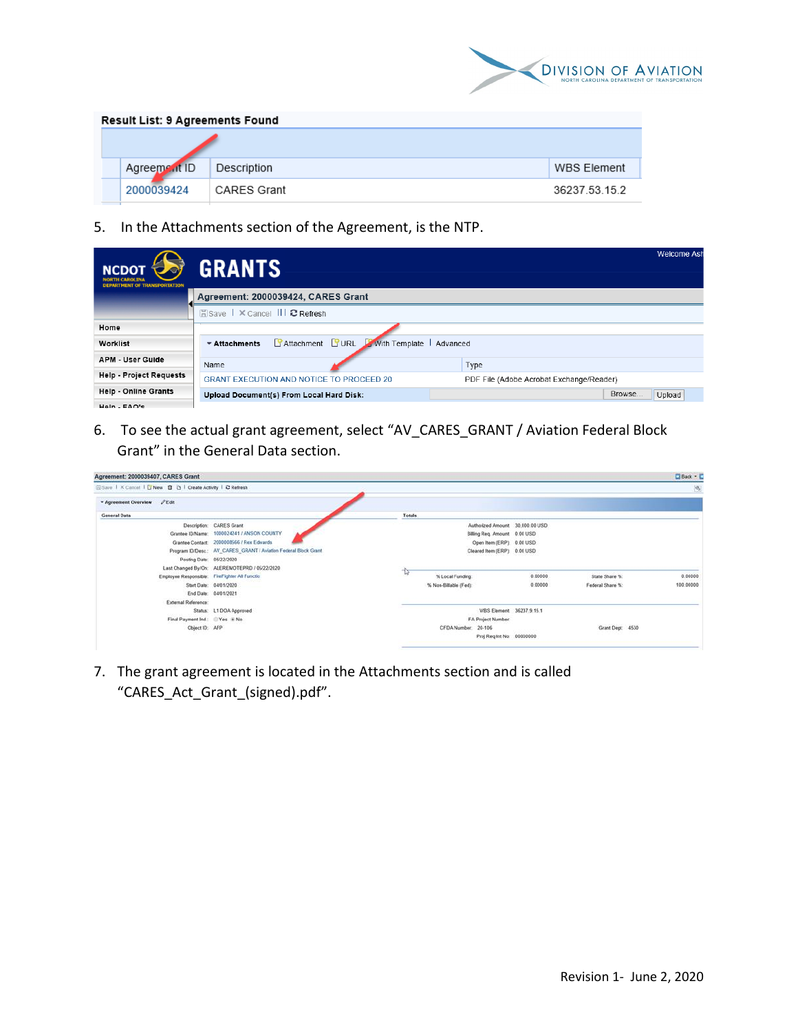**Result List: 9 Agreements Found**

| Agreement ID | Description | WBS Element |
|---|---|---|
| 2000039424 | CARES Grant | 36237.53.15.2 |

5. In the Attachments section of the Agreement, is the NTP.

**GRANTS**

Agreement: 2000039424, CARES Grant

Save | Cancel | Refresh

Home
Worklist
APM - User Guide
Help - Project Requests
Help - Online Grants

Attachments | Attachment | URL | With Template | Advanced

| Name | Type |
|---|---|
| GRANT EXECUTION AND NOTICE TO PROCEED 20 | PDF File (Adobe Acrobat Exchange/Reader) |

Upload Document(s) From Local Hard Disk: Browse... Upload

6. To see the actual grant agreement, select "AV_CARES_GRANT / Aviation Federal Block Grant" in the General Data section.

Agreement: 2000039407, CARES Grant

**General Data**

Description: CARES Grant
Grantee ID/Name: 1000024241 / ANSON COUNTY
Grantee Contact: 2000008566 / Rex Edwards
Program ID/Desc.: AV_CARES_GRANT / Aviation Federal Block Grant
Posting Date: 05/22/2020
Last Changed By/On: ALERENOTEPRD / 05/22/2020
Employee Responsible: FireFighter All Functio
Start Date: 04/01/2020
End Date: 04/01/2021
External Reference:
Status: L1 DOA Approved
Final Payment Ind.: Yes No
Object ID: AFP

**Totals**

Authorized Amount: 30,000.00 USD
Billing Req. Amount: 0.00 USD
Open Item (ERP): 0.00 USD
Cleared Item (ERP): 0.00 USD
% Local Funding: 0.00000 State Share %: 0.00000
% Non-Billable (Fed): 0.00000 Federal Share %: 100.00000
WBS Element: 36237.9.15.1
FA Project Number:
CFDA Number: 20-106 Grant Dept: 4530
Proj Req Int No: 00000000

7. The grant agreement is located in the Attachments section and is called "CARES_Act_Grant_(signed).pdf".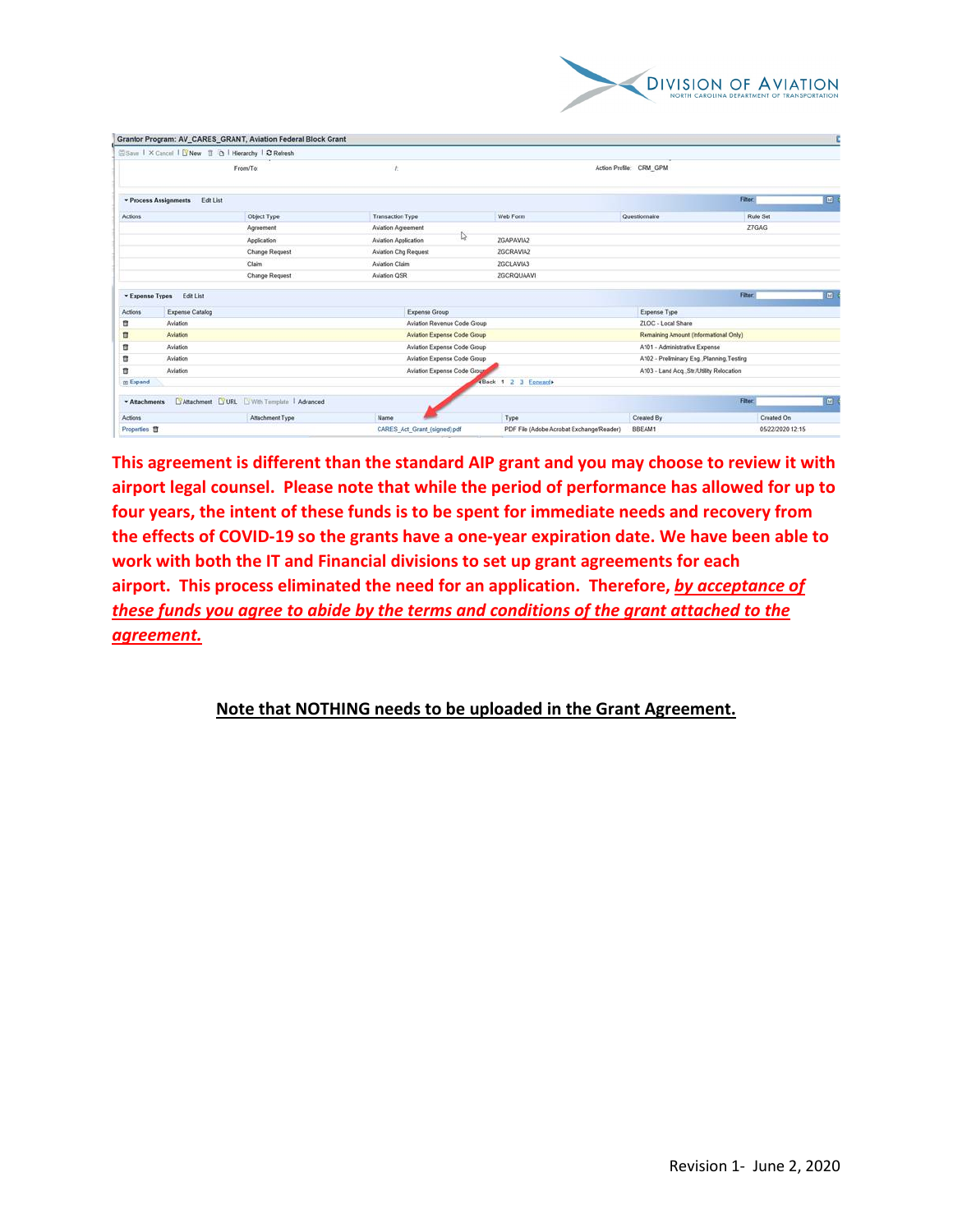Grantor Program: AV_CARES_GRANT, Aviation Federal Block Grant

Save | Cancel | New | Hierarchy | Refresh

From/To: / Action Profile: CRM_GPM

**Process Assignments** Edit List

| Actions | Object Type | Transaction Type | Web Form | Questionnaire | Rule Set |
|---|---|---|---|---|---|
| | Agreement | Aviation Agreement | | | Z7GAG |
| | Application | Aviation Application | ZGAPAVIA2 | | |
| | Change Request | Aviation Chg Request | ZGCRAVIA2 | | |
| | Claim | Aviation Claim | ZGCLAVIA3 | | |
| | Change Request | Aviation QSR | ZGCRQUAAVI | | |

**Expense Types** Edit List

| Actions | Expense Catalog | Expense Group | Expense Type |
|---|---|---|---|
| | Aviation | Aviation Revenue Code Group | ZLOC - Local Share |
| | Aviation | Aviation Expense Code Group | Remaining Amount (Informational Only) |
| | Aviation | Aviation Expense Code Group | A101 - Administrative Expense |
| | Aviation | Aviation Expense Code Group | A102 - Preliminary Eng.,Planning,Testing |
| | Aviation | Aviation Expense Code Group | A103 - Land Acq.,Str/Utility Relocation |

Expand · Back 1 2 3 Forward

**Attachments** Attachment URL With Template Advanced

| Actions | Attachment Type | Name | Type | Created By | Created On |
|---|---|---|---|---|---|
| Properties | | CARES_Act_Grant_(signed).pdf | PDF File (Adobe Acrobat Exchange/Reader) | BBEAM1 | 05/22/2020 12:15 |

**This agreement is different than the standard AIP grant and you may choose to review it with airport legal counsel. Please note that while the period of performance has allowed for up to four years, the intent of these funds is to be spent for immediate needs and recovery from the effects of COVID-19 so the grants have a one-year expiration date. We have been able to work with both the IT and Financial divisions to set up grant agreements for each airport. This process eliminated the need for an application. Therefore, *by acceptance of these funds you agree to abide by the terms and conditions of the grant attached to the agreement.***

**Note that NOTHING needs to be uploaded in the Grant Agreement.**

Revision 1- June 2, 2020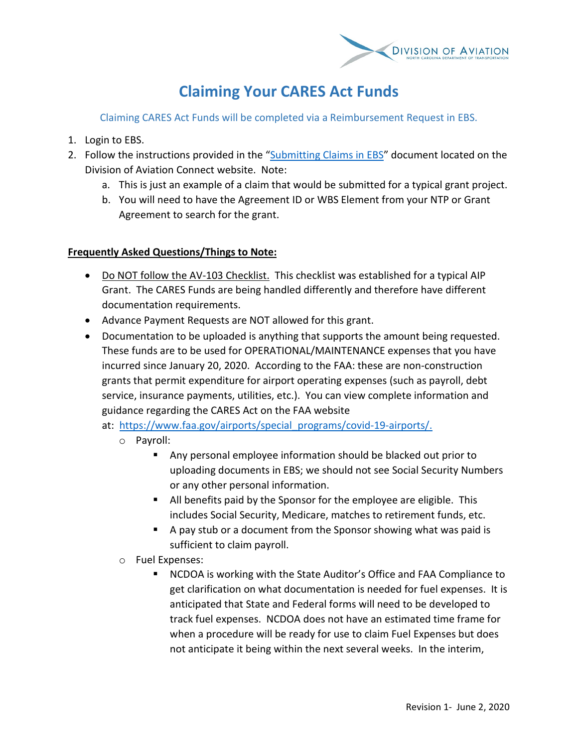# Claiming Your CARES Act Funds

Claiming CARES Act Funds will be completed via a Reimbursement Request in EBS.

1. Login to EBS.
2. Follow the instructions provided in the "[Submitting Claims in EBS](#)" document located on the Division of Aviation Connect website. Note:
   a. This is just an example of a claim that would be submitted for a typical grant project.
   b. You will need to have the Agreement ID or WBS Element from your NTP or Grant Agreement to search for the grant.

**Frequently Asked Questions/Things to Note:**

- Do NOT follow the AV-103 Checklist. This checklist was established for a typical AIP Grant. The CARES Funds are being handled differently and therefore have different documentation requirements.
- Advance Payment Requests are NOT allowed for this grant.
- Documentation to be uploaded is anything that supports the amount being requested. These funds are to be used for OPERATIONAL/MAINTENANCE expenses that you have incurred since January 20, 2020. According to the FAA: these are non-construction grants that permit expenditure for airport operating expenses (such as payroll, debt service, insurance payments, utilities, etc.). You can view complete information and guidance regarding the CARES Act on the FAA website at: [https://www.faa.gov/airports/special_programs/covid-19-airports/.](https://www.faa.gov/airports/special_programs/covid-19-airports/)
  - Payroll:
    - Any personal employee information should be blacked out prior to uploading documents in EBS; we should not see Social Security Numbers or any other personal information.
    - All benefits paid by the Sponsor for the employee are eligible. This includes Social Security, Medicare, matches to retirement funds, etc.
    - A pay stub or a document from the Sponsor showing what was paid is sufficient to claim payroll.
  - Fuel Expenses:
    - NCDOA is working with the State Auditor's Office and FAA Compliance to get clarification on what documentation is needed for fuel expenses. It is anticipated that State and Federal forms will need to be developed to track fuel expenses. NCDOA does not have an estimated time frame for when a procedure will be ready for use to claim Fuel Expenses but does not anticipate it being within the next several weeks. In the interim,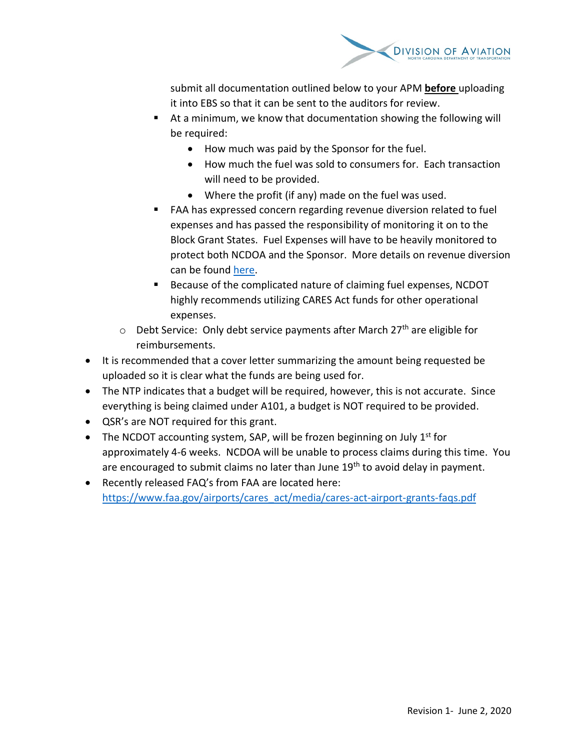submit all documentation outlined below to your APM **before** uploading it into EBS so that it can be sent to the auditors for review.

        - At a minimum, we know that documentation showing the following will be required:
            - How much was paid by the Sponsor for the fuel.
            - How much the fuel was sold to consumers for. Each transaction will need to be provided.
            - Where the profit (if any) made on the fuel was used.
        - FAA has expressed concern regarding revenue diversion related to fuel expenses and has passed the responsibility of monitoring it on to the Block Grant States. Fuel Expenses will have to be heavily monitored to protect both NCDOA and the Sponsor. More details on revenue diversion can be found here.
        - Because of the complicated nature of claiming fuel expenses, NCDOT highly recommends utilizing CARES Act funds for other operational expenses.
    - Debt Service: Only debt service payments after March 27th are eligible for reimbursements.

- It is recommended that a cover letter summarizing the amount being requested be uploaded so it is clear what the funds are being used for.
- The NTP indicates that a budget will be required, however, this is not accurate. Since everything is being claimed under A101, a budget is NOT required to be provided.
- QSR's are NOT required for this grant.
- The NCDOT accounting system, SAP, will be frozen beginning on July 1st for approximately 4-6 weeks. NCDOA will be unable to process claims during this time. You are encouraged to submit claims no later than June 19th to avoid delay in payment.
- Recently released FAQ's from FAA are located here: https://www.faa.gov/airports/cares_act/media/cares-act-airport-grants-faqs.pdf

Revision 1- June 2, 2020